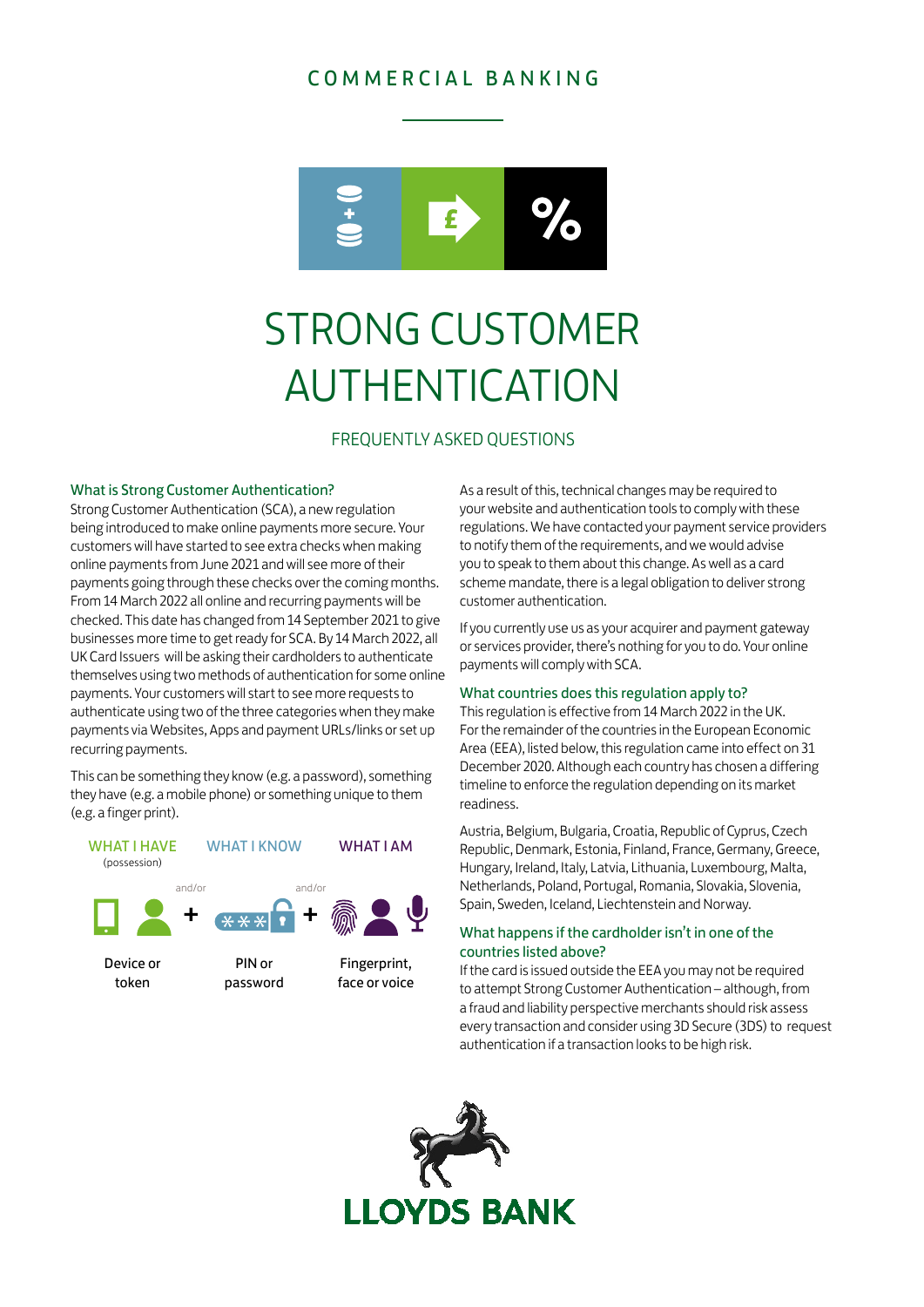COMMERCIAL BANKING

# STRONG CUSTOMER AUTHENTICATION

## FREQUENTLY ASKED QUESTIONS

### What is Strong Customer Authentication?

Strong Customer Authentication (SCA), a new regulation being introduced to make online payments more secure. Your customers will have started to see extra checks when making online payments from June 2021 and will see more of their payments going through these checks over the coming months. From 14 March 2022 all online and recurring payments will be checked. This date has changed from 14 September 2021 to give businesses more time to get ready for SCA. By 14 March 2022, all UK Card Issuers will be asking their cardholders to authenticate themselves using two methods of authentication for some online payments. Your customers will start to see more requests to authenticate using two of the three categories when they make payments via Websites, Apps and payment URLs/links or set up recurring payments.

This can be something they know (e.g. a password), something they have (e.g. a mobile phone) or something unique to them (e.g. a finger print).

| WHAT I HAVE (possession) | WHAT I KNOW | WHAT I AM |
|---|---|---|
| Device or token | PIN or password | Fingerprint, face or voice |

(and/or + between categories)

As a result of this, technical changes may be required to your website and authentication tools to comply with these regulations. We have contacted your payment service providers to notify them of the requirements, and we would advise you to speak to them about this change. As well as a card scheme mandate, there is a legal obligation to deliver strong customer authentication.

If you currently use us as your acquirer and payment gateway or services provider, there's nothing for you to do. Your online payments will comply with SCA.

### What countries does this regulation apply to?

This regulation is effective from 14 March 2022 in the UK. For the remainder of the countries in the European Economic Area (EEA), listed below, this regulation came into effect on 31 December 2020. Although each country has chosen a differing timeline to enforce the regulation depending on its market readiness.

Austria, Belgium, Bulgaria, Croatia, Republic of Cyprus, Czech Republic, Denmark, Estonia, Finland, France, Germany, Greece, Hungary, Ireland, Italy, Latvia, Lithuania, Luxembourg, Malta, Netherlands, Poland, Portugal, Romania, Slovakia, Slovenia, Spain, Sweden, Iceland, Liechtenstein and Norway.

### What happens if the cardholder isn't in one of the countries listed above?

If the card is issued outside the EEA you may not be required to attempt Strong Customer Authentication – although, from a fraud and liability perspective merchants should risk assess every transaction and consider using 3D Secure (3DS) to request authentication if a transaction looks to be high risk.

LLOYDS BANK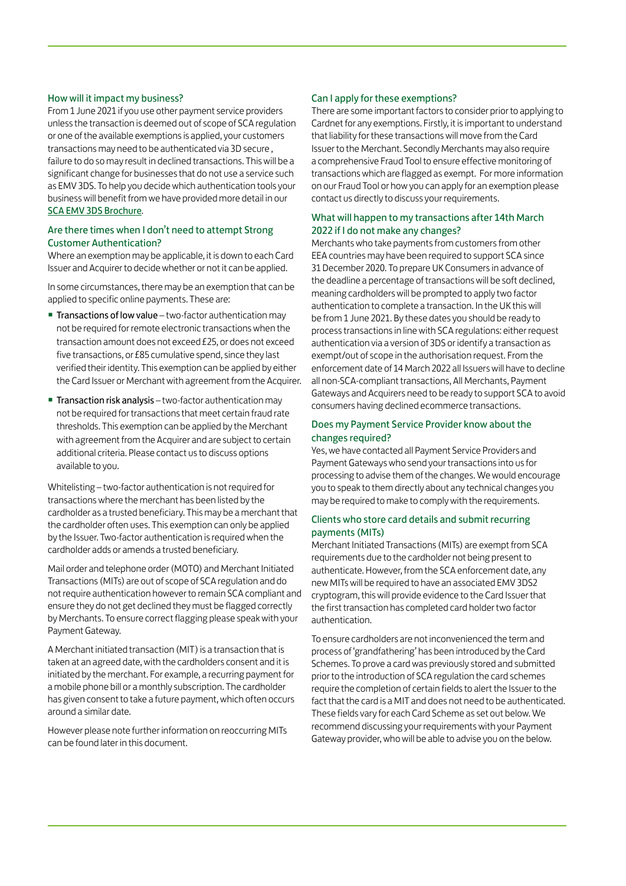### How will it impact my business?

From 1 June 2021 if you use other payment service providers unless the transaction is deemed out of scope of SCA regulation or one of the available exemptions is applied, your customers transactions may need to be authenticated via 3D secure , failure to do so may result in declined transactions. This will be a significant change for businesses that do not use a service such as EMV 3DS. To help you decide which authentication tools your business will benefit from we have provided more detail in our SCA EMV 3DS Brochure.

### Are there times when I don't need to attempt Strong Customer Authentication?

Where an exemption may be applicable, it is down to each Card Issuer and Acquirer to decide whether or not it can be applied.

In some circumstances, there may be an exemption that can be applied to specific online payments. These are:

- **Transactions of low value** – two-factor authentication may not be required for remote electronic transactions when the transaction amount does not exceed £25, or does not exceed five transactions, or £85 cumulative spend, since they last verified their identity. This exemption can be applied by either the Card Issuer or Merchant with agreement from the Acquirer.
- **Transaction risk analysis** – two-factor authentication may not be required for transactions that meet certain fraud rate thresholds. This exemption can be applied by the Merchant with agreement from the Acquirer and are subject to certain additional criteria. Please contact us to discuss options available to you.

Whitelisting – two-factor authentication is not required for transactions where the merchant has been listed by the cardholder as a trusted beneficiary. This may be a merchant that the cardholder often uses. This exemption can only be applied by the Issuer. Two-factor authentication is required when the cardholder adds or amends a trusted beneficiary.

Mail order and telephone order (MOTO) and Merchant Initiated Transactions (MITs) are out of scope of SCA regulation and do not require authentication however to remain SCA compliant and ensure they do not get declined they must be flagged correctly by Merchants. To ensure correct flagging please speak with your Payment Gateway.

A Merchant initiated transaction (MIT) is a transaction that is taken at an agreed date, with the cardholders consent and it is initiated by the merchant. For example, a recurring payment for a mobile phone bill or a monthly subscription. The cardholder has given consent to take a future payment, which often occurs around a similar date.

However please note further information on reoccurring MITs can be found later in this document.

### Can I apply for these exemptions?

There are some important factors to consider prior to applying to Cardnet for any exemptions. Firstly, it is important to understand that liability for these transactions will move from the Card Issuer to the Merchant. Secondly Merchants may also require a comprehensive Fraud Tool to ensure effective monitoring of transactions which are flagged as exempt. For more information on our Fraud Tool or how you can apply for an exemption please contact us directly to discuss your requirements.

### What will happen to my transactions after 14th March 2022 if I do not make any changes?

Merchants who take payments from customers from other EEA countries may have been required to support SCA since 31 December 2020. To prepare UK Consumers in advance of the deadline a percentage of transactions will be soft declined, meaning cardholders will be prompted to apply two factor authentication to complete a transaction. In the UK this will be from 1 June 2021. By these dates you should be ready to process transactions in line with SCA regulations: either request authentication via a version of 3DS or identify a transaction as exempt/out of scope in the authorisation request. From the enforcement date of 14 March 2022 all Issuers will have to decline all non-SCA-compliant transactions, All Merchants, Payment Gateways and Acquirers need to be ready to support SCA to avoid consumers having declined ecommerce transactions.

### Does my Payment Service Provider know about the changes required?

Yes, we have contacted all Payment Service Providers and Payment Gateways who send your transactions into us for processing to advise them of the changes. We would encourage you to speak to them directly about any technical changes you may be required to make to comply with the requirements.

### Clients who store card details and submit recurring payments (MITs)

Merchant Initiated Transactions (MITs) are exempt from SCA requirements due to the cardholder not being present to authenticate. However, from the SCA enforcement date, any new MITs will be required to have an associated EMV 3DS2 cryptogram, this will provide evidence to the Card Issuer that the first transaction has completed card holder two factor authentication.

To ensure cardholders are not inconvenienced the term and process of 'grandfathering' has been introduced by the Card Schemes. To prove a card was previously stored and submitted prior to the introduction of SCA regulation the card schemes require the completion of certain fields to alert the Issuer to the fact that the card is a MIT and does not need to be authenticated. These fields vary for each Card Scheme as set out below. We recommend discussing your requirements with your Payment Gateway provider, who will be able to advise you on the below.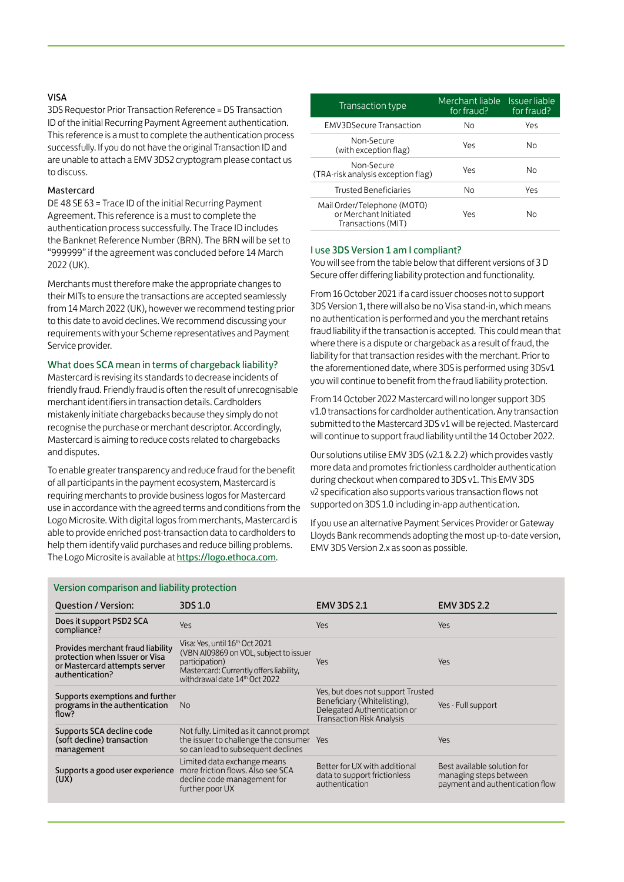### VISA

3DS Requestor Prior Transaction Reference = DS Transaction ID of the initial Recurring Payment Agreement authentication. This reference is a must to complete the authentication process successfully. If you do not have the original Transaction ID and are unable to attach a EMV 3DS2 cryptogram please contact us to discuss.

### Mastercard

DE 48 SE 63 = Trace ID of the initial Recurring Payment Agreement. This reference is a must to complete the authentication process successfully. The Trace ID includes the Banknet Reference Number (BRN). The BRN will be set to "999999" if the agreement was concluded before 14 March 2022 (UK).

Merchants must therefore make the appropriate changes to their MITs to ensure the transactions are accepted seamlessly from 14 March 2022 (UK), however we recommend testing prior to this date to avoid declines. We recommend discussing your requirements with your Scheme representatives and Payment Service provider.

### What does SCA mean in terms of chargeback liability?

Mastercard is revising its standards to decrease incidents of friendly fraud. Friendly fraud is often the result of unrecognisable merchant identifiers in transaction details. Cardholders mistakenly initiate chargebacks because they simply do not recognise the purchase or merchant descriptor. Accordingly, Mastercard is aiming to reduce costs related to chargebacks and disputes.

To enable greater transparency and reduce fraud for the benefit of all participants in the payment ecosystem, Mastercard is requiring merchants to provide business logos for Mastercard use in accordance with the agreed terms and conditions from the Logo Microsite. With digital logos from merchants, Mastercard is able to provide enriched post-transaction data to cardholders to help them identify valid purchases and reduce billing problems. The Logo Microsite is available at https://logo.ethoca.com.

| Transaction type | Merchant liable for fraud? | Issuer liable for fraud? |
|---|---|---|
| EMV3DSecure Transaction | No | Yes |
| Non-Secure (with exception flag) | Yes | No |
| Non-Secure (TRA-risk analysis exception flag) | Yes | No |
| Trusted Beneficiaries | No | Yes |
| Mail Order/Telephone (MOTO) or Merchant Initiated Transactions (MIT) | Yes | No |

### I use 3DS Version 1 am I compliant?

You will see from the table below that different versions of 3 D Secure offer differing liability protection and functionality.

From 16 October 2021 if a card issuer chooses not to support 3DS Version 1, there will also be no Visa stand-in, which means no authentication is performed and you the merchant retains fraud liability if the transaction is accepted. This could mean that where there is a dispute or chargeback as a result of fraud, the liability for that transaction resides with the merchant. Prior to the aforementioned date, where 3DS is performed using 3DSv1 you will continue to benefit from the fraud liability protection.

From 14 October 2022 Mastercard will no longer support 3DS v1.0 transactions for cardholder authentication. Any transaction submitted to the Mastercard 3DS v1 will be rejected. Mastercard will continue to support fraud liability until the 14 October 2022.

Our solutions utilise EMV 3DS (v2.1 & 2.2) which provides vastly more data and promotes frictionless cardholder authentication during checkout when compared to 3DS v1. This EMV 3DS v2 specification also supports various transaction flows not supported on 3DS 1.0 including in-app authentication.

If you use an alternative Payment Services Provider or Gateway Lloyds Bank recommends adopting the most up-to-date version, EMV 3DS Version 2.x as soon as possible.

### Version comparison and liability protection

| Question / Version: | 3DS 1.0 | EMV 3DS 2.1 | EMV 3DS 2.2 |
|---|---|---|---|
| Does it support PSD2 SCA compliance? | Yes | Yes | Yes |
| Provides merchant fraud liability protection when Issuer or Visa or Mastercard attempts server authentication? | Visa: Yes, until 16th Oct 2021 (VBN AI09869 on VOL, subject to issuer participation) Mastercard: Currently offers liability, withdrawal date 14th Oct 2022 | Yes | Yes |
| Supports exemptions and further programs in the authentication flow? | No | Yes, but does not support Trusted Beneficiary (Whitelisting), Delegated Authentication or Transaction Risk Analysis | Yes - Full support |
| Supports SCA decline code (soft decline) transaction management | Not fully. Limited as it cannot prompt the issuer to challenge the consumer so can lead to subsequent declines | Yes | Yes |
| Supports a good user experience (UX) | Limited data exchange means more friction flows. Also see SCA decline code management for further poor UX | Better for UX with additional data to support frictionless authentication | Best available solution for managing steps between payment and authentication flow |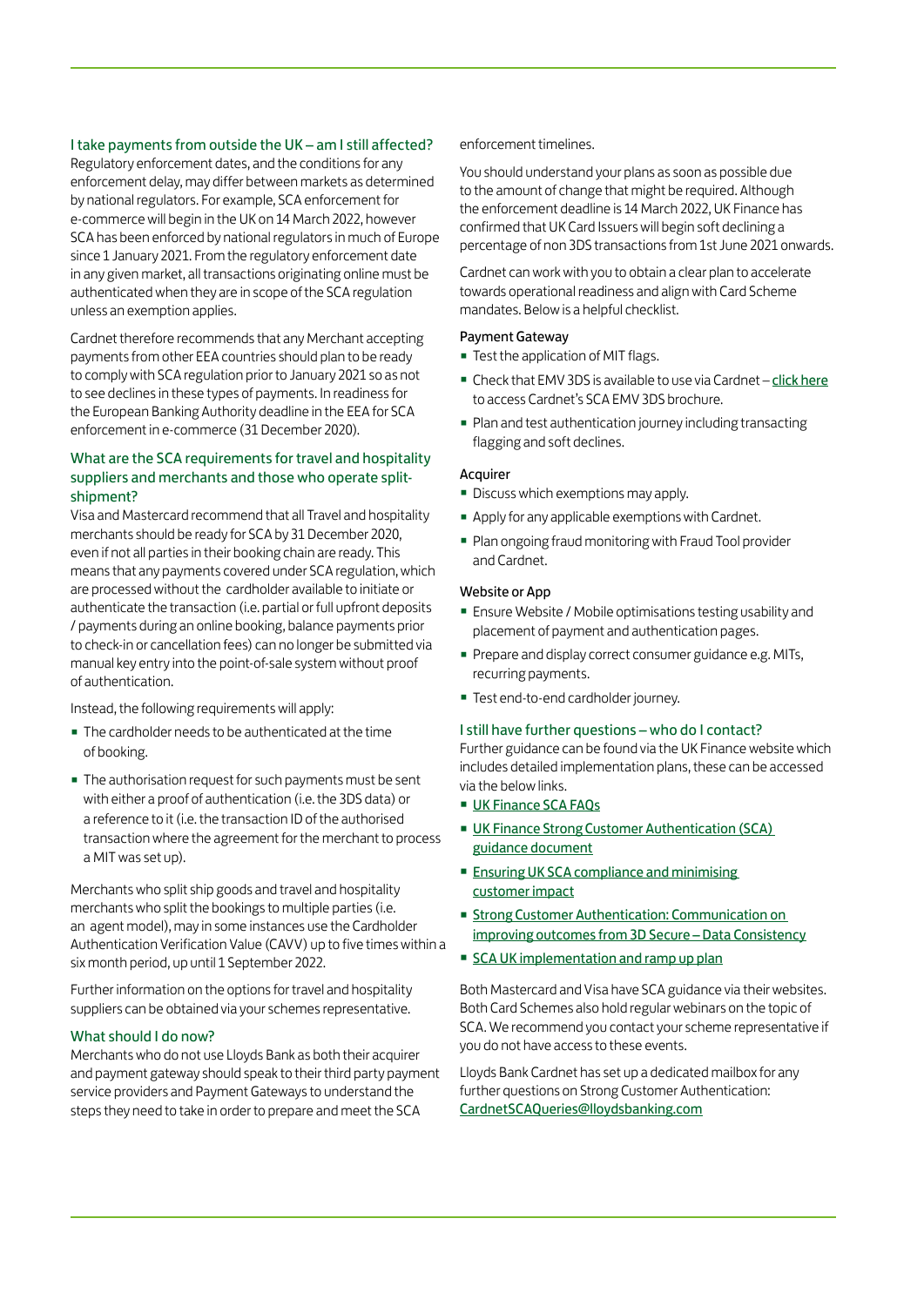## I take payments from outside the UK – am I still affected?

Regulatory enforcement dates, and the conditions for any enforcement delay, may differ between markets as determined by national regulators. For example, SCA enforcement for e-commerce will begin in the UK on 14 March 2022, however SCA has been enforced by national regulators in much of Europe since 1 January 2021. From the regulatory enforcement date in any given market, all transactions originating online must be authenticated when they are in scope of the SCA regulation unless an exemption applies.

Cardnet therefore recommends that any Merchant accepting payments from other EEA countries should plan to be ready to comply with SCA regulation prior to January 2021 so as not to see declines in these types of payments. In readiness for the European Banking Authority deadline in the EEA for SCA enforcement in e-commerce (31 December 2020).

## What are the SCA requirements for travel and hospitality suppliers and merchants and those who operate split-shipment?

Visa and Mastercard recommend that all Travel and hospitality merchants should be ready for SCA by 31 December 2020, even if not all parties in their booking chain are ready. This means that any payments covered under SCA regulation, which are processed without the cardholder available to initiate or authenticate the transaction (i.e. partial or full upfront deposits / payments during an online booking, balance payments prior to check-in or cancellation fees) can no longer be submitted via manual key entry into the point-of-sale system without proof of authentication.

Instead, the following requirements will apply:

- The cardholder needs to be authenticated at the time of booking.
- The authorisation request for such payments must be sent with either a proof of authentication (i.e. the 3DS data) or a reference to it (i.e. the transaction ID of the authorised transaction where the agreement for the merchant to process a MIT was set up).

Merchants who split ship goods and travel and hospitality merchants who split the bookings to multiple parties (i.e. an agent model), may in some instances use the Cardholder Authentication Verification Value (CAVV) up to five times within a six month period, up until 1 September 2022.

Further information on the options for travel and hospitality suppliers can be obtained via your schemes representative.

## What should I do now?

Merchants who do not use Lloyds Bank as both their acquirer and payment gateway should speak to their third party payment service providers and Payment Gateways to understand the steps they need to take in order to prepare and meet the SCA enforcement timelines.

You should understand your plans as soon as possible due to the amount of change that might be required. Although the enforcement deadline is 14 March 2022, UK Finance has confirmed that UK Card Issuers will begin soft declining a percentage of non 3DS transactions from 1st June 2021 onwards.

Cardnet can work with you to obtain a clear plan to accelerate towards operational readiness and align with Card Scheme mandates. Below is a helpful checklist.

### Payment Gateway

- Test the application of MIT flags.
- Check that EMV 3DS is available to use via Cardnet – click here to access Cardnet's SCA EMV 3DS brochure.
- Plan and test authentication journey including transacting flagging and soft declines.

### Acquirer

- Discuss which exemptions may apply.
- Apply for any applicable exemptions with Cardnet.
- Plan ongoing fraud monitoring with Fraud Tool provider and Cardnet.

### Website or App

- Ensure Website / Mobile optimisations testing usability and placement of payment and authentication pages.
- Prepare and display correct consumer guidance e.g. MITs, recurring payments.
- Test end-to-end cardholder journey.

## I still have further questions – who do I contact?

Further guidance can be found via the UK Finance website which includes detailed implementation plans, these can be accessed via the below links.

- UK Finance SCA FAQs
- UK Finance Strong Customer Authentication (SCA) guidance document
- Ensuring UK SCA compliance and minimising customer impact
- Strong Customer Authentication: Communication on improving outcomes from 3D Secure – Data Consistency
- SCA UK implementation and ramp up plan

Both Mastercard and Visa have SCA guidance via their websites. Both Card Schemes also hold regular webinars on the topic of SCA. We recommend you contact your scheme representative if you do not have access to these events.

Lloyds Bank Cardnet has set up a dedicated mailbox for any further questions on Strong Customer Authentication: CardnetSCAQueries@lloydsbanking.com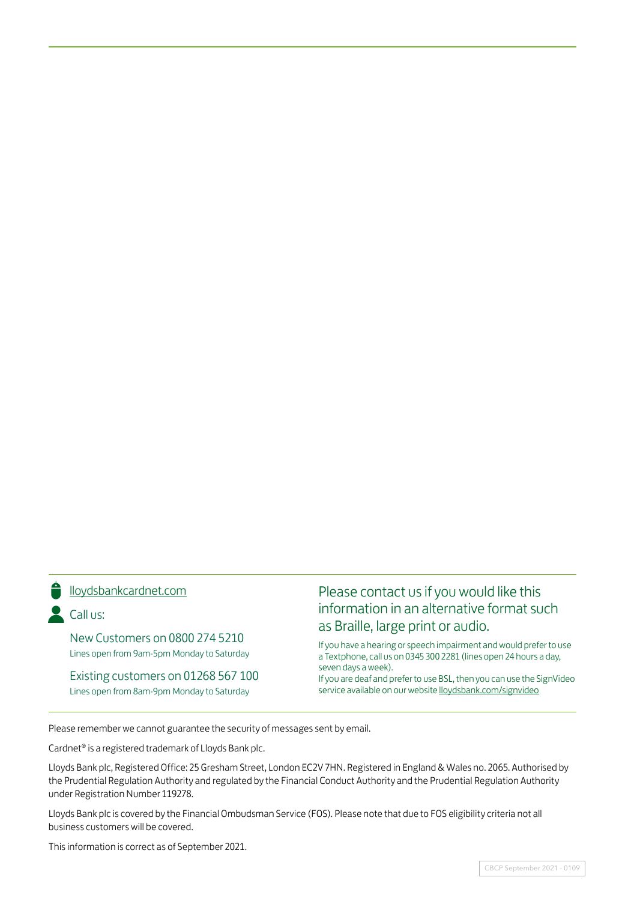lloydsbankcardnet.com

Call us:

New Customers on 0800 274 5210
Lines open from 9am-5pm Monday to Saturday

Existing customers on 01268 567 100
Lines open from 8am-9pm Monday to Saturday

## Please contact us if you would like this information in an alternative format such as Braille, large print or audio.

If you have a hearing or speech impairment and would prefer to use a Textphone, call us on 0345 300 2281 (lines open 24 hours a day, seven days a week).
If you are deaf and prefer to use BSL, then you can use the SignVideo service available on our website lloydsbank.com/signvideo

Please remember we cannot guarantee the security of messages sent by email.

Cardnet® is a registered trademark of Lloyds Bank plc.

Lloyds Bank plc, Registered Office: 25 Gresham Street, London EC2V 7HN. Registered in England & Wales no. 2065. Authorised by the Prudential Regulation Authority and regulated by the Financial Conduct Authority and the Prudential Regulation Authority under Registration Number 119278.

Lloyds Bank plc is covered by the Financial Ombudsman Service (FOS). Please note that due to FOS eligibility criteria not all business customers will be covered.

This information is correct as of September 2021.

CBCP September 2021 - 0109